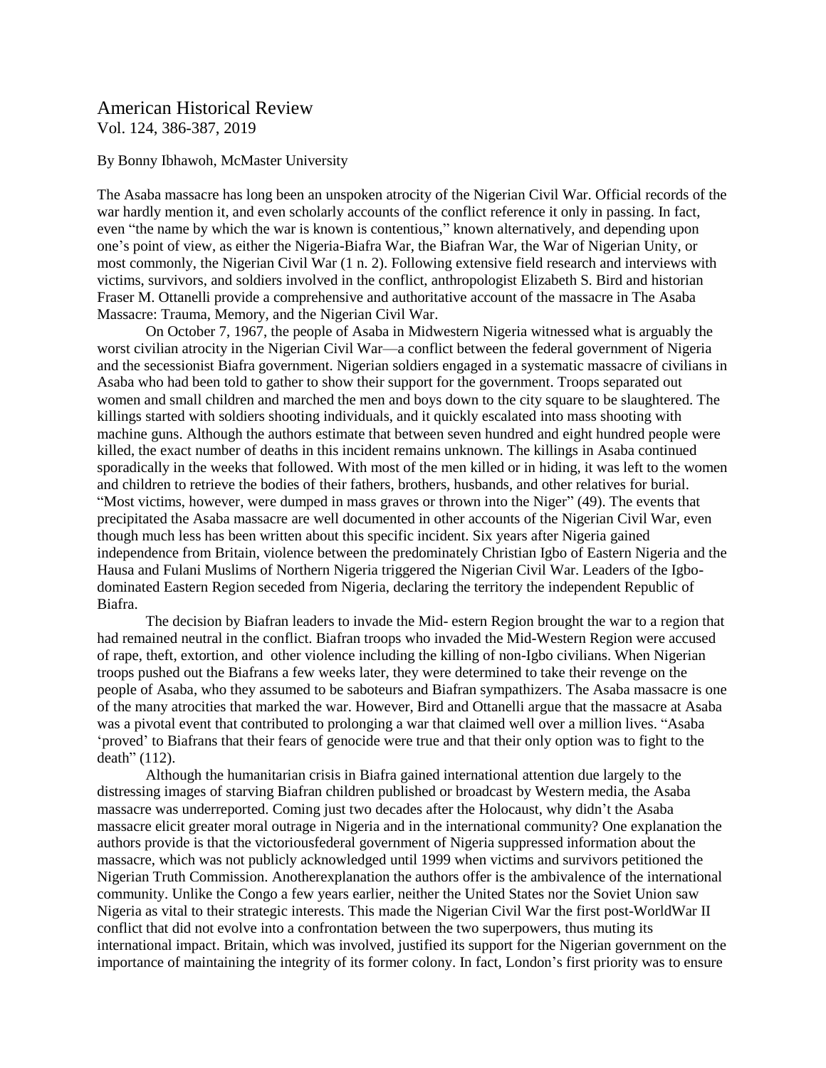# American Historical Review

Vol. 124, 386-387, 2019

By Bonny Ibhawoh, McMaster University

The Asaba massacre has long been an unspoken atrocity of the Nigerian Civil War. Official records of the war hardly mention it, and even scholarly accounts of the conflict reference it only in passing. In fact, even "the name by which the war is known is contentious," known alternatively, and depending upon one's point of view, as either the Nigeria-Biafra War, the Biafran War, the War of Nigerian Unity, or most commonly, the Nigerian Civil War (1 n. 2). Following extensive field research and interviews with victims, survivors, and soldiers involved in the conflict, anthropologist Elizabeth S. Bird and historian Fraser M. Ottanelli provide a comprehensive and authoritative account of the massacre in The Asaba Massacre: Trauma, Memory, and the Nigerian Civil War.

On October 7, 1967, the people of Asaba in Midwestern Nigeria witnessed what is arguably the worst civilian atrocity in the Nigerian Civil War—a conflict between the federal government of Nigeria and the secessionist Biafra government. Nigerian soldiers engaged in a systematic massacre of civilians in Asaba who had been told to gather to show their support for the government. Troops separated out women and small children and marched the men and boys down to the city square to be slaughtered. The killings started with soldiers shooting individuals, and it quickly escalated into mass shooting with machine guns. Although the authors estimate that between seven hundred and eight hundred people were killed, the exact number of deaths in this incident remains unknown. The killings in Asaba continued sporadically in the weeks that followed. With most of the men killed or in hiding, it was left to the women and children to retrieve the bodies of their fathers, brothers, husbands, and other relatives for burial. "Most victims, however, were dumped in mass graves or thrown into the Niger" (49). The events that precipitated the Asaba massacre are well documented in other accounts of the Nigerian Civil War, even though much less has been written about this specific incident. Six years after Nigeria gained independence from Britain, violence between the predominately Christian Igbo of Eastern Nigeria and the Hausa and Fulani Muslims of Northern Nigeria triggered the Nigerian Civil War. Leaders of the Igbo-dominated Eastern Region seceded from Nigeria, declaring the territory the independent Republic of Biafra.

The decision by Biafran leaders to invade the Mid- estern Region brought the war to a region that had remained neutral in the conflict. Biafran troops who invaded the Mid-Western Region were accused of rape, theft, extortion, and other violence including the killing of non-Igbo civilians. When Nigerian troops pushed out the Biafrans a few weeks later, they were determined to take their revenge on the people of Asaba, who they assumed to be saboteurs and Biafran sympathizers. The Asaba massacre is one of the many atrocities that marked the war. However, Bird and Ottanelli argue that the massacre at Asaba was a pivotal event that contributed to prolonging a war that claimed well over a million lives. "Asaba 'proved' to Biafrans that their fears of genocide were true and that their only option was to fight to the death" (112).

Although the humanitarian crisis in Biafra gained international attention due largely to the distressing images of starving Biafran children published or broadcast by Western media, the Asaba massacre was underreported. Coming just two decades after the Holocaust, why didn't the Asaba massacre elicit greater moral outrage in Nigeria and in the international community? One explanation the authors provide is that the victoriousfederal government of Nigeria suppressed information about the massacre, which was not publicly acknowledged until 1999 when victims and survivors petitioned the Nigerian Truth Commission. Anotherexplanation the authors offer is the ambivalence of the international community. Unlike the Congo a few years earlier, neither the United States nor the Soviet Union saw Nigeria as vital to their strategic interests. This made the Nigerian Civil War the first post-WorldWar II conflict that did not evolve into a confrontation between the two superpowers, thus muting its international impact. Britain, which was involved, justified its support for the Nigerian government on the importance of maintaining the integrity of its former colony. In fact, London's first priority was to ensure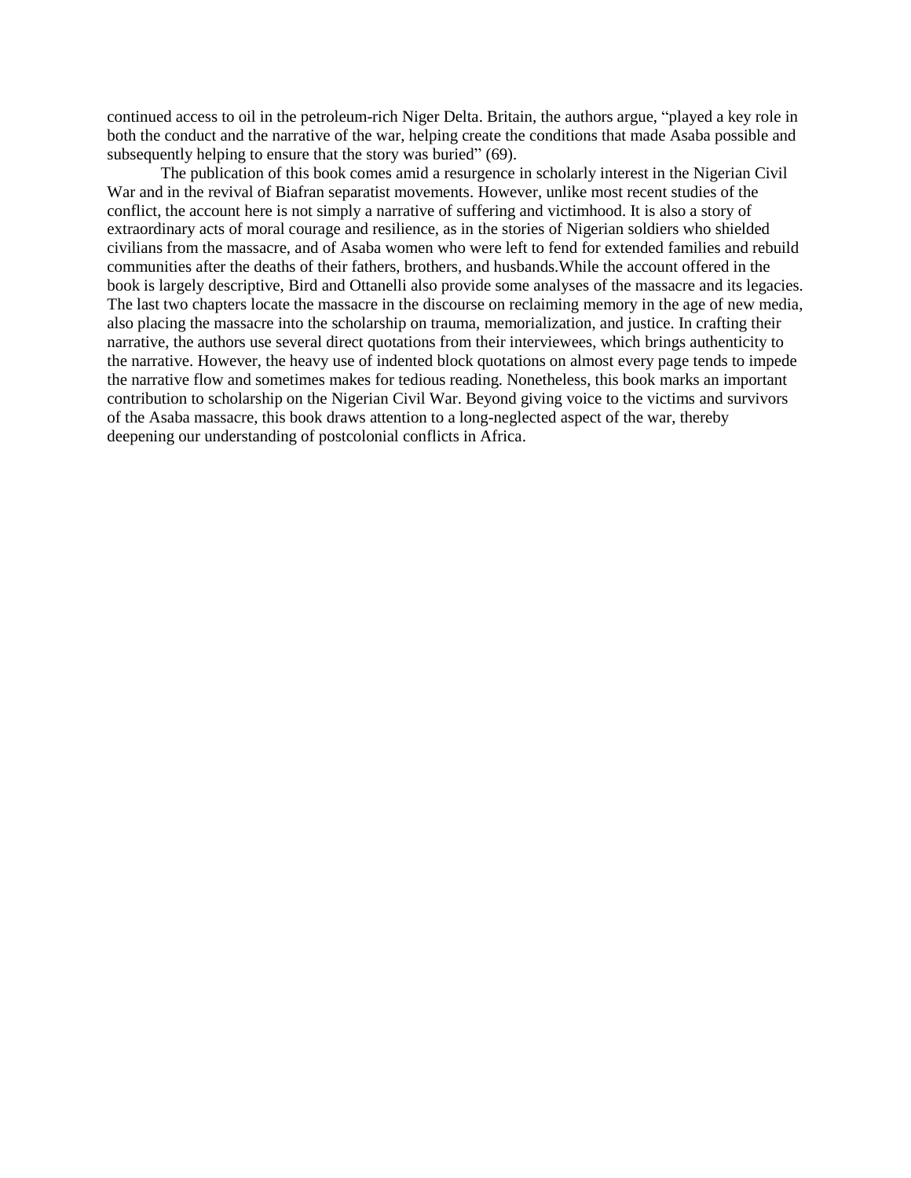continued access to oil in the petroleum-rich Niger Delta. Britain, the authors argue, "played a key role in both the conduct and the narrative of the war, helping create the conditions that made Asaba possible and subsequently helping to ensure that the story was buried" (69).

The publication of this book comes amid a resurgence in scholarly interest in the Nigerian Civil War and in the revival of Biafran separatist movements. However, unlike most recent studies of the conflict, the account here is not simply a narrative of suffering and victimhood. It is also a story of extraordinary acts of moral courage and resilience, as in the stories of Nigerian soldiers who shielded civilians from the massacre, and of Asaba women who were left to fend for extended families and rebuild communities after the deaths of their fathers, brothers, and husbands.While the account offered in the book is largely descriptive, Bird and Ottanelli also provide some analyses of the massacre and its legacies. The last two chapters locate the massacre in the discourse on reclaiming memory in the age of new media, also placing the massacre into the scholarship on trauma, memorialization, and justice. In crafting their narrative, the authors use several direct quotations from their interviewees, which brings authenticity to the narrative. However, the heavy use of indented block quotations on almost every page tends to impede the narrative flow and sometimes makes for tedious reading. Nonetheless, this book marks an important contribution to scholarship on the Nigerian Civil War. Beyond giving voice to the victims and survivors of the Asaba massacre, this book draws attention to a long-neglected aspect of the war, thereby deepening our understanding of postcolonial conflicts in Africa.